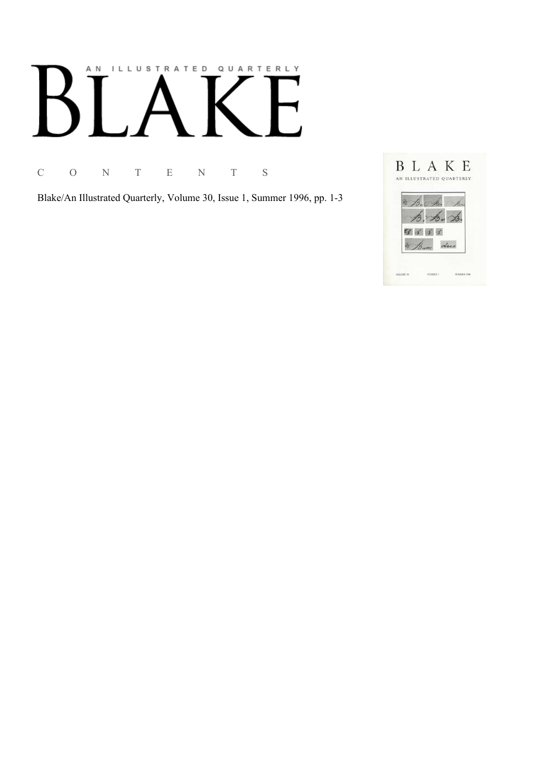# AN ILLUSTRATED QUARTERLY BLAKE

C O N T E N T S

Blake/An Illustrated Quarterly, Volume 30, Issue 1, Summer 1996, pp. 1-3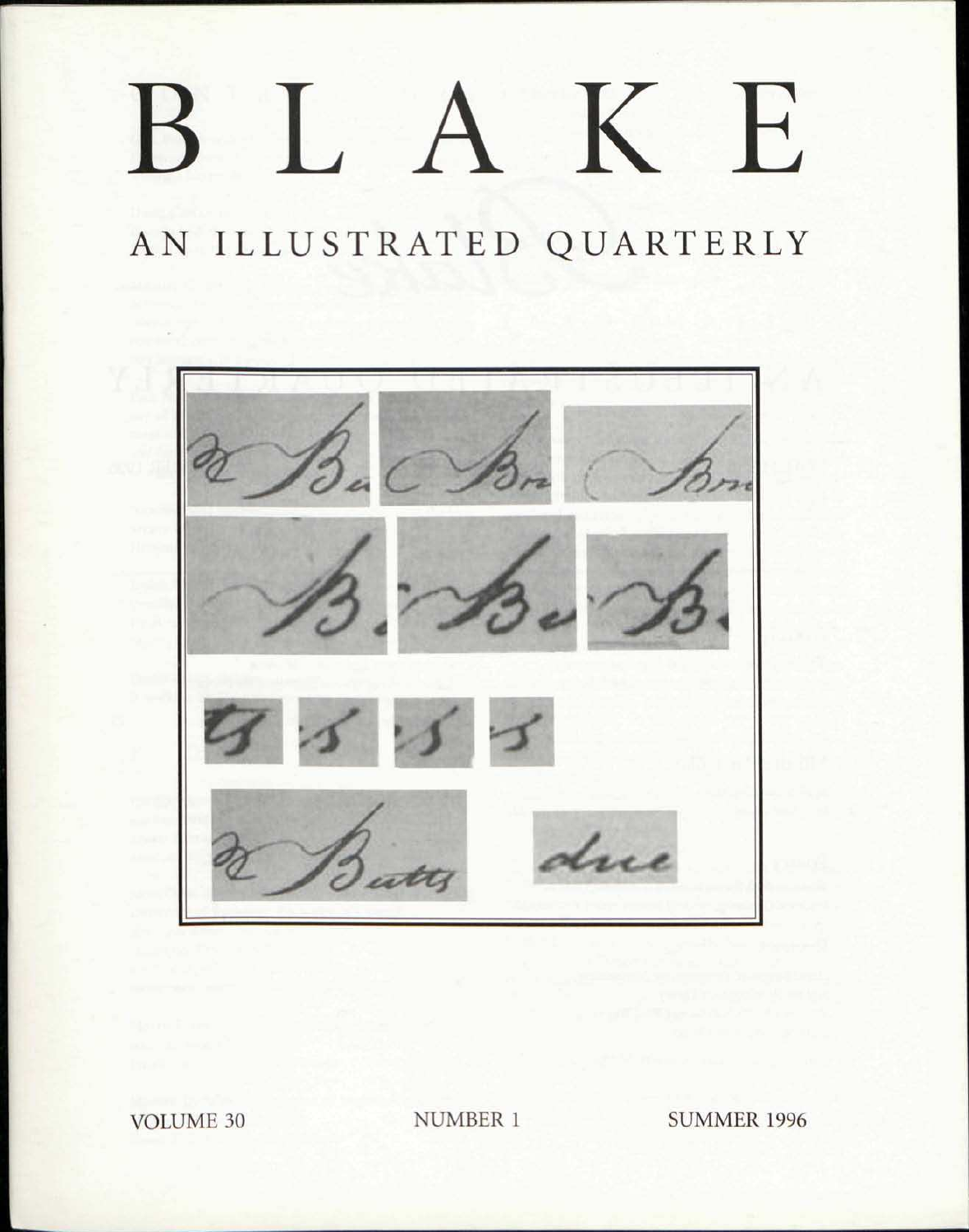# BLAKE

## AN ILLUSTRATED QUARTERLY

VOLUME 30 NUMBER 1 SUMMER 1996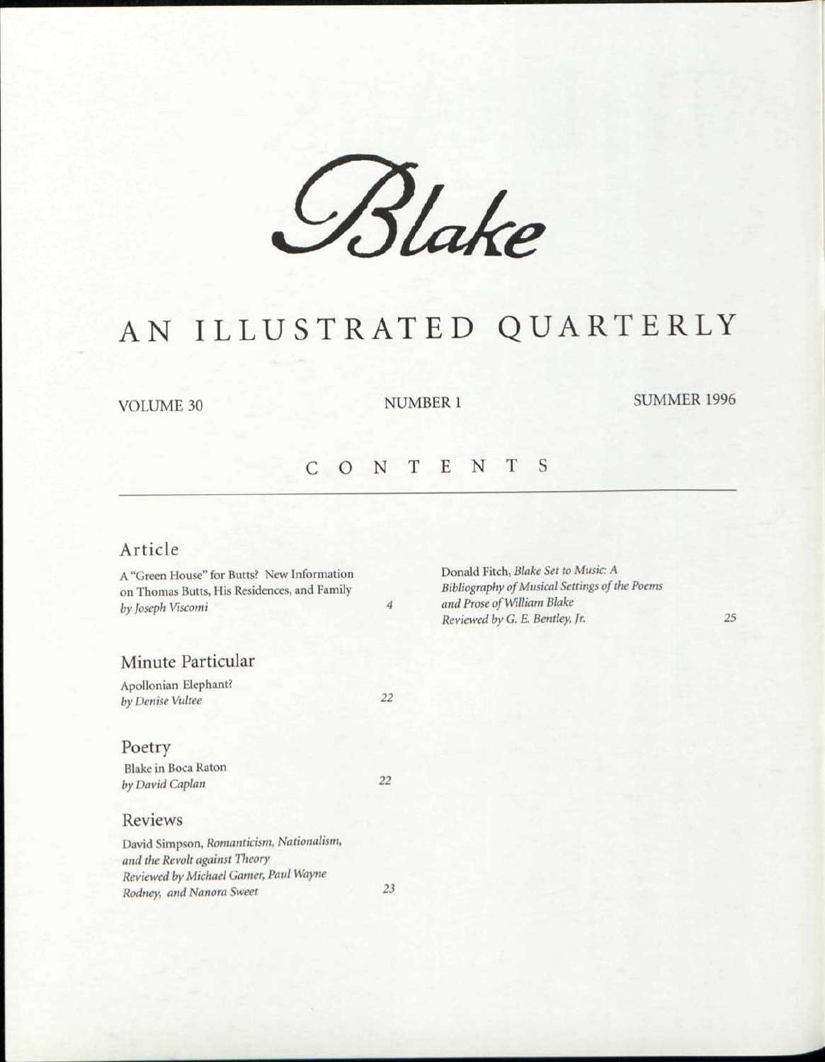# Blake

## AN ILLUSTRATED QUARTERLY

VOLUME 30 NUMBER 1 SUMMER 1996

## CONTENTS

### Article

A "Green House" for Butts? New Information on Thomas Butts, His Residences, and Family
*by Joseph Viscomi* 4

### Minute Particular

Apollonian Elephant?
*by Denise Vultee* 22

### Poetry

Blake in Boca Raton
*by David Caplan* 22

### Reviews

David Simpson, *Romanticism, Nationalism, and the Revolt against Theory*
*Reviewed by Michael Gamer, Paul Wayne Rodney, and Nanora Sweet* 23

Donald Fitch, *Blake Set to Music: A Bibliography of Musical Settings of the Poems and Prose of William Blake*
*Reviewed by G. E. Bentley, Jr.* 25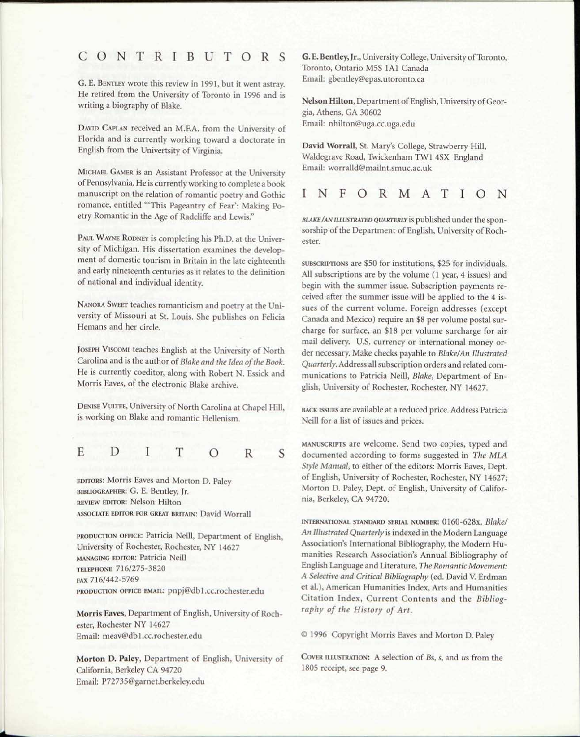# CONTRIBUTORS

G. E. Bentley wrote this review in 1991, but it went astray. He retired from the University of Toronto in 1996 and is writing a biography of Blake.

David Caplan received an M.F.A. from the University of Florida and is currently working toward a doctorate in English from the Univertsity of Virginia.

Michael Gamer is an Assistant Professor at the University of Pennsylvania. He is currently working to complete a book manuscript on the relation of romantic poetry and Gothic romance, entitled "'This Pageantry of Fear': Making Poetry Romantic in the Age of Radcliffe and Lewis."

Paul Wayne Rodney is completing his Ph.D. at the University of Michigan. His dissertation examines the development of domestic tourism in Britain in the late eighteenth and early nineteenth centuries as it relates to the definition of national and individual identity.

Nanora Sweet teaches romanticism and poetry at the University of Missouri at St. Louis. She publishes on Felicia Hemans and her circle.

Joseph Viscomi teaches English at the University of North Carolina and is the author of *Blake and the Idea of the Book*. He is currently coeditor, along with Robert N. Essick and Morris Eaves, of the electronic Blake archive.

Denise Vultee, University of North Carolina at Chapel Hill, is working on Blake and romantic Hellenism.

# EDITORS

EDITORS: Morris Eaves and Morton D. Paley
BIBLIOGRAPHER: G. E. Bentley, Jr.
REVIEW EDITOR: Nelson Hilton
ASSOCIATE EDITOR FOR GREAT BRITAIN: David Worrall

PRODUCTION OFFICE: Patricia Neill, Department of English, University of Rochester, Rochester, NY 14627
MANAGING EDITOR: Patricia Neill
TELEPHONE 716/275-3820
FAX 716/442-5769
PRODUCTION OFFICE EMAIL: pnpj@db1.cc.rochester.edu

**Morris Eaves**, Department of English, University of Rochester, Rochester NY 14627
Email: meav@db1.cc.rochester.edu

**Morton D. Paley**, Department of English, University of California, Berkeley CA 94720
Email: P72735@garnet.berkeley.edu

**G. E. Bentley, Jr.**, University College, University of Toronto, Toronto, Ontario M5S 1A1 Canada
Email: gbentley@epas.utoronto.ca

**Nelson Hilton**, Department of English, University of Georgia, Athens, GA 30602
Email: nhilton@uga.cc.uga.edu

**David Worrall**, St. Mary's College, Strawberry Hill, Waldegrave Road, Twickenham TW1 4SX England
Email: worralld@mailnt.smuc.ac.uk

# INFORMATION

*BLAKE/AN ILLUSTRATED QUARTERLY* is published under the sponsorship of the Department of English, University of Rochester.

SUBSCRIPTIONS are $50 for institutions, $25 for individuals. All subscriptions are by the volume (1 year, 4 issues) and begin with the summer issue. Subscription payments received after the summer issue will be applied to the 4 issues of the current volume. Foreign addresses (except Canada and Mexico) require an $8 per volume postal surcharge for surface, an $18 per volume surcharge for air mail delivery. U.S. currency or international money order necessary. Make checks payable to *Blake/An Illustrated Quarterly*. Address all subscription orders and related communications to Patricia Neill, *Blake*, Department of English, University of Rochester, Rochester, NY 14627.

BACK ISSUES are available at a reduced price. Address Patricia Neill for a list of issues and prices.

MANUSCRIPTS are welcome. Send two copies, typed and documented according to forms suggested in *The MLA Style Manual*, to either of the editors: Morris Eaves, Dept. of English, University of Rochester, Rochester, NY 14627; Morton D. Paley, Dept. of English, University of California, Berkeley, CA 94720.

INTERNATIONAL STANDARD SERIAL NUMBER: 0160-628x. *Blake/An Illustrated Quarterly* is indexed in the Modern Language Association's International Bibliography, the Modern Humanities Research Association's Annual Bibliography of English Language and Literature, *The Romantic Movement: A Selective and Critical Bibliography* (ed. David V. Erdman et al.), American Humanities Index, Arts and Humanities Citation Index, Current Contents and the *Bibliography of the History of Art*.

© 1996 Copyright Morris Eaves and Morton D. Paley

COVER ILLUSTRATION: A selection of *B*s, *s*, and *us* from the 1805 receipt, see page 9.